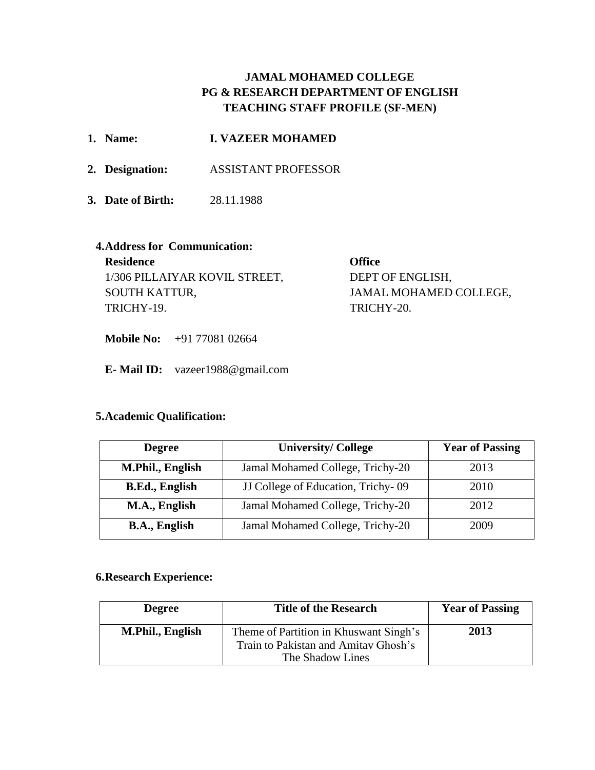# JAMAL MOHAMED COLLEGE
## PG & RESEARCH DEPARTMENT OF ENGLISH
## TEACHING STAFF PROFILE (SF-MEN)

1. **Name:** **I. VAZEER MOHAMED**
2. **Designation:** ASSISTANT PROFESSOR
3. **Date of Birth:** 28.11.1988

**4. Address for Communication:**

**Residence**
1/306 PILLAIYAR KOVIL STREET,
SOUTH KATTUR,
TRICHY-19.

**Office**
DEPT OF ENGLISH,
JAMAL MOHAMED COLLEGE,
TRICHY-20.

**Mobile No:** +91 77081 02664

**E- Mail ID:** vazeer1988@gmail.com

**5. Academic Qualification:**

| Degree | University/ College | Year of Passing |
|---|---|---|
| **M.Phil., English** | Jamal Mohamed College, Trichy-20 | 2013 |
| **B.Ed., English** | JJ College of Education, Trichy- 09 | 2010 |
| **M.A., English** | Jamal Mohamed College, Trichy-20 | 2012 |
| **B.A., English** | Jamal Mohamed College, Trichy-20 | 2009 |

**6. Research Experience:**

| Degree | Title of the Research | Year of Passing |
|---|---|---|
| **M.Phil., English** | Theme of Partition in Khuswant Singh's Train to Pakistan and Amitav Ghosh's The Shadow Lines | **2013** |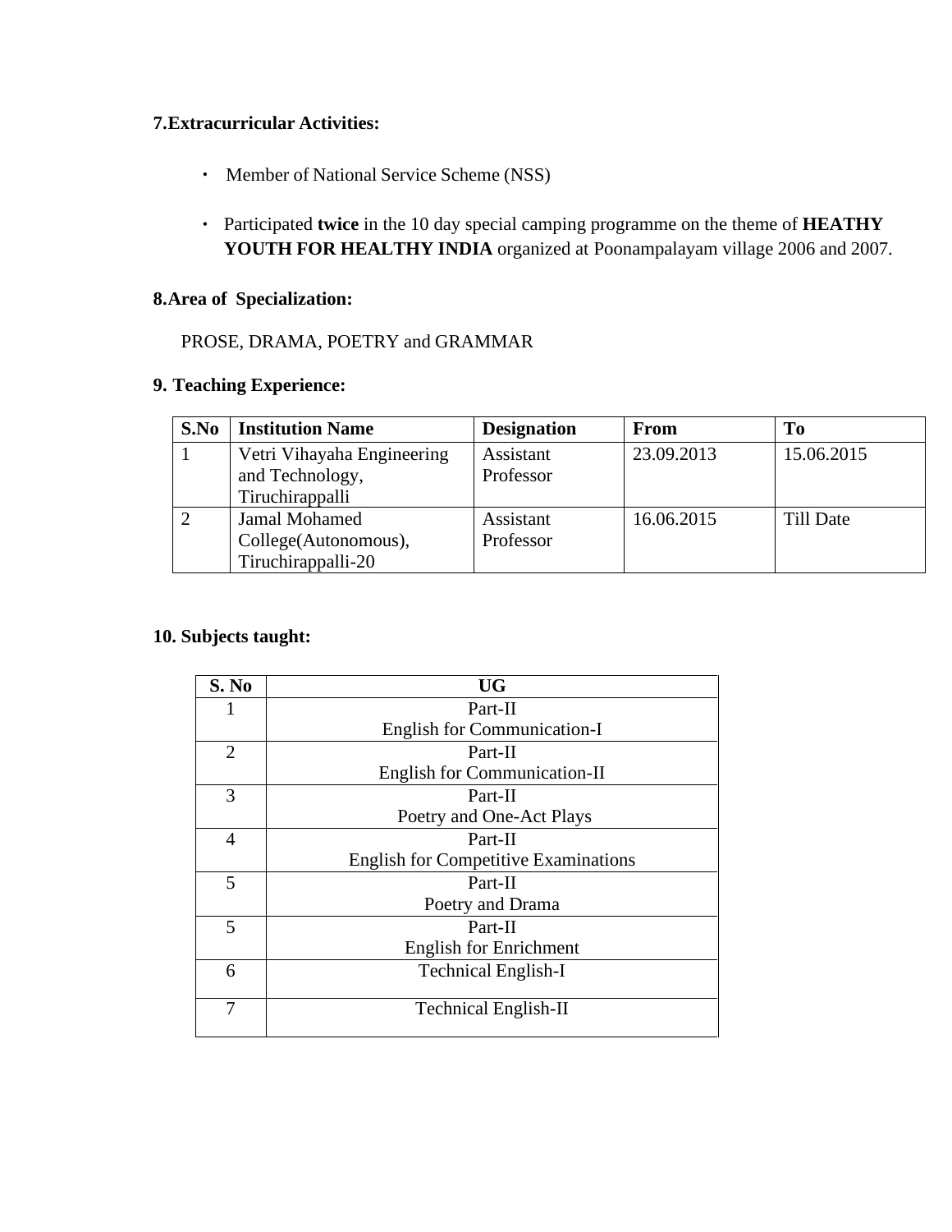**7.Extracurricular Activities:**

- Member of National Service Scheme (NSS)
- Participated **twice** in the 10 day special camping programme on the theme of **HEATHY YOUTH FOR HEALTHY INDIA** organized at Poonampalayam village 2006 and 2007.

**8.Area of Specialization:**

PROSE, DRAMA, POETRY and GRAMMAR

**9. Teaching Experience:**

| S.No | Institution Name | Designation | From | To |
|---|---|---|---|---|
| 1 | Vetri Vihayaha Engineering and Technology, Tiruchirappalli | Assistant Professor | 23.09.2013 | 15.06.2015 |
| 2 | Jamal Mohamed College(Autonomous), Tiruchirappalli-20 | Assistant Professor | 16.06.2015 | Till Date |

**10. Subjects taught:**

| S. No | UG |
|---|---|
| 1 | Part-II English for Communication-I |
| 2 | Part-II English for Communication-II |
| 3 | Part-II Poetry and One-Act Plays |
| 4 | Part-II English for Competitive Examinations |
| 5 | Part-II Poetry and Drama |
| 5 | Part-II English for Enrichment |
| 6 | Technical English-I |
| 7 | Technical English-II |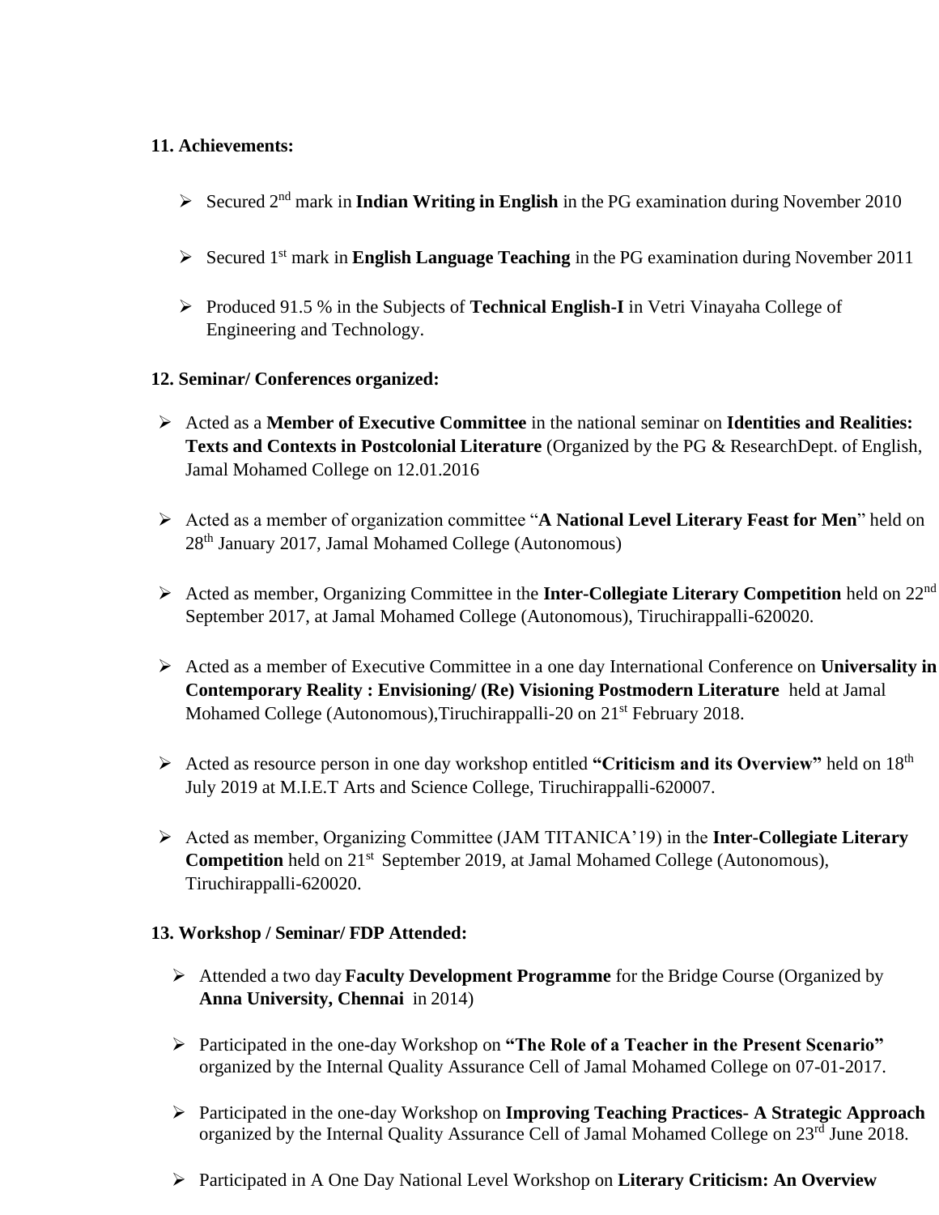**11. Achievements:**

- Secured 2nd mark in **Indian Writing in English** in the PG examination during November 2010
- Secured 1st mark in **English Language Teaching** in the PG examination during November 2011
- Produced 91.5 % in the Subjects of **Technical English-I** in Vetri Vinayaha College of Engineering and Technology.

**12. Seminar/ Conferences organized:**

- Acted as a **Member of Executive Committee** in the national seminar on **Identities and Realities: Texts and Contexts in Postcolonial Literature** (Organized by the PG & ResearchDept. of English, Jamal Mohamed College on 12.01.2016
- Acted as a member of organization committee "**A National Level Literary Feast for Men**" held on 28th January 2017, Jamal Mohamed College (Autonomous)
- Acted as member, Organizing Committee in the **Inter-Collegiate Literary Competition** held on 22nd September 2017, at Jamal Mohamed College (Autonomous), Tiruchirappalli-620020.
- Acted as a member of Executive Committee in a one day International Conference on **Universality in Contemporary Reality : Envisioning/ (Re) Visioning Postmodern Literature** held at Jamal Mohamed College (Autonomous),Tiruchirappalli-20 on 21st February 2018.
- Acted as resource person in one day workshop entitled **"Criticism and its Overview"** held on 18th July 2019 at M.I.E.T Arts and Science College, Tiruchirappalli-620007.
- Acted as member, Organizing Committee (JAM TITANICA'19) in the **Inter-Collegiate Literary Competition** held on 21st September 2019, at Jamal Mohamed College (Autonomous), Tiruchirappalli-620020.

**13. Workshop / Seminar/ FDP Attended:**

- Attended a two day **Faculty Development Programme** for the Bridge Course (Organized by **Anna University, Chennai** in 2014)
- Participated in the one-day Workshop on **"The Role of a Teacher in the Present Scenario"** organized by the Internal Quality Assurance Cell of Jamal Mohamed College on 07-01-2017.
- Participated in the one-day Workshop on **Improving Teaching Practices- A Strategic Approach** organized by the Internal Quality Assurance Cell of Jamal Mohamed College on 23rd June 2018.
- Participated in A One Day National Level Workshop on **Literary Criticism: An Overview**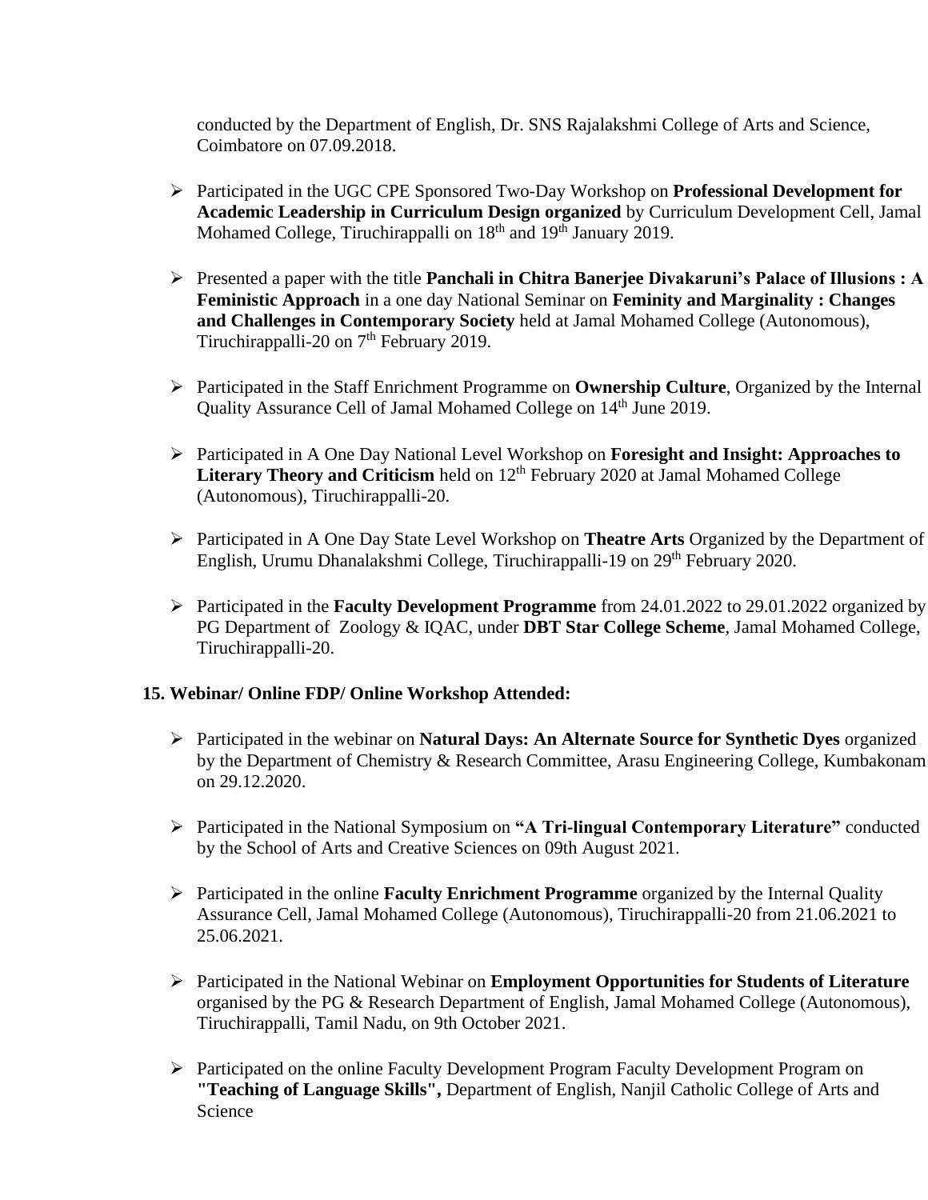conducted by the Department of English, Dr. SNS Rajalakshmi College of Arts and Science, Coimbatore on 07.09.2018.

- Participated in the UGC CPE Sponsored Two-Day Workshop on **Professional Development for Academic Leadership in Curriculum Design organized** by Curriculum Development Cell, Jamal Mohamed College, Tiruchirappalli on 18th and 19th January 2019.
- Presented a paper with the title **Panchali in Chitra Banerjee Divakaruni's Palace of Illusions : A Feministic Approach** in a one day National Seminar on **Feminity and Marginality : Changes and Challenges in Contemporary Society** held at Jamal Mohamed College (Autonomous), Tiruchirappalli-20 on 7th February 2019.
- Participated in the Staff Enrichment Programme on **Ownership Culture**, Organized by the Internal Quality Assurance Cell of Jamal Mohamed College on 14th June 2019.
- Participated in A One Day National Level Workshop on **Foresight and Insight: Approaches to Literary Theory and Criticism** held on 12th February 2020 at Jamal Mohamed College (Autonomous), Tiruchirappalli-20.
- Participated in A One Day State Level Workshop on **Theatre Arts** Organized by the Department of English, Urumu Dhanalakshmi College, Tiruchirappalli-19 on 29th February 2020.
- Participated in the **Faculty Development Programme** from 24.01.2022 to 29.01.2022 organized by PG Department of Zoology & IQAC, under **DBT Star College Scheme**, Jamal Mohamed College, Tiruchirappalli-20.

**15. Webinar/ Online FDP/ Online Workshop Attended:**

- Participated in the webinar on **Natural Days: An Alternate Source for Synthetic Dyes** organized by the Department of Chemistry & Research Committee, Arasu Engineering College, Kumbakonam on 29.12.2020.
- Participated in the National Symposium on **"A Tri-lingual Contemporary Literature"** conducted by the School of Arts and Creative Sciences on 09th August 2021.
- Participated in the online **Faculty Enrichment Programme** organized by the Internal Quality Assurance Cell, Jamal Mohamed College (Autonomous), Tiruchirappalli-20 from 21.06.2021 to 25.06.2021.
- Participated in the National Webinar on **Employment Opportunities for Students of Literature** organised by the PG & Research Department of English, Jamal Mohamed College (Autonomous), Tiruchirappalli, Tamil Nadu, on 9th October 2021.
- Participated on the online Faculty Development Program Faculty Development Program on **"Teaching of Language Skills",** Department of English, Nanjil Catholic College of Arts and Science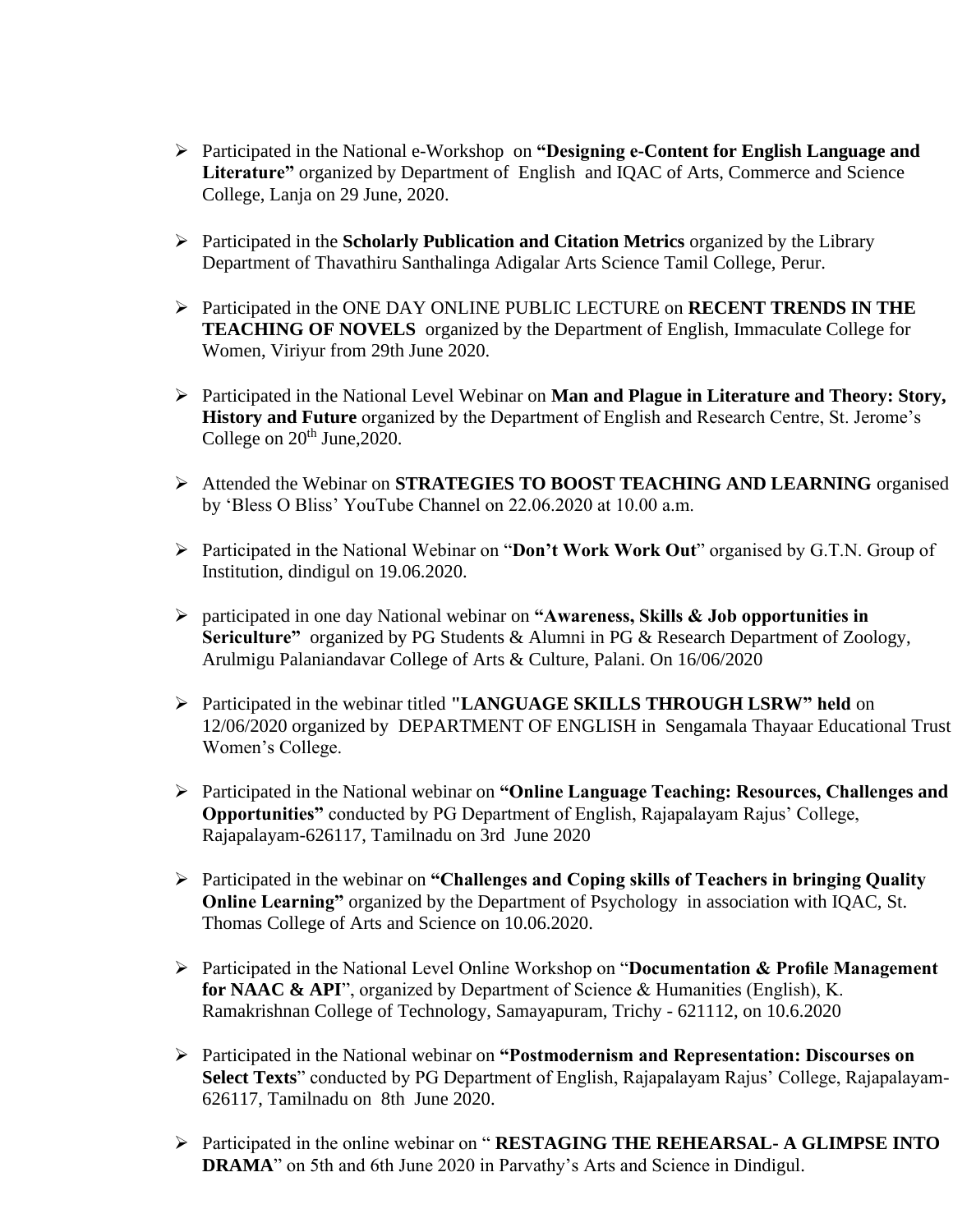- Participated in the National e-Workshop on **"Designing e-Content for English Language and Literature"** organized by Department of English and IQAC of Arts, Commerce and Science College, Lanja on 29 June, 2020.

- Participated in the **Scholarly Publication and Citation Metrics** organized by the Library Department of Thavathiru Santhalinga Adigalar Arts Science Tamil College, Perur.

- Participated in the ONE DAY ONLINE PUBLIC LECTURE on **RECENT TRENDS IN THE TEACHING OF NOVELS** organized by the Department of English, Immaculate College for Women, Viriyur from 29th June 2020.

- Participated in the National Level Webinar on **Man and Plague in Literature and Theory: Story, History and Future** organized by the Department of English and Research Centre, St. Jerome's College on 20th June,2020.

- Attended the Webinar on **STRATEGIES TO BOOST TEACHING AND LEARNING** organised by 'Bless O Bliss' YouTube Channel on 22.06.2020 at 10.00 a.m.

- Participated in the National Webinar on "**Don't Work Work Out**" organised by G.T.N. Group of Institution, dindigul on 19.06.2020.

- participated in one day National webinar on **"Awareness, Skills & Job opportunities in Sericulture"** organized by PG Students & Alumni in PG & Research Department of Zoology, Arulmigu Palaniandavar College of Arts & Culture, Palani. On 16/06/2020

- Participated in the webinar titled **"LANGUAGE SKILLS THROUGH LSRW" held** on 12/06/2020 organized by DEPARTMENT OF ENGLISH in Sengamala Thayaar Educational Trust Women's College.

- Participated in the National webinar on **"Online Language Teaching: Resources, Challenges and Opportunities"** conducted by PG Department of English, Rajapalayam Rajus' College, Rajapalayam-626117, Tamilnadu on 3rd June 2020

- Participated in the webinar on **"Challenges and Coping skills of Teachers in bringing Quality Online Learning"** organized by the Department of Psychology in association with IQAC, St. Thomas College of Arts and Science on 10.06.2020.

- Participated in the National Level Online Workshop on "**Documentation & Profile Management for NAAC & API**", organized by Department of Science & Humanities (English), K. Ramakrishnan College of Technology, Samayapuram, Trichy - 621112, on 10.6.2020

- Participated in the National webinar on **"Postmodernism and Representation: Discourses on Select Texts**" conducted by PG Department of English, Rajapalayam Rajus' College, Rajapalayam-626117, Tamilnadu on 8th June 2020.

- Participated in the online webinar on " **RESTAGING THE REHEARSAL- A GLIMPSE INTO DRAMA**" on 5th and 6th June 2020 in Parvathy's Arts and Science in Dindigul.